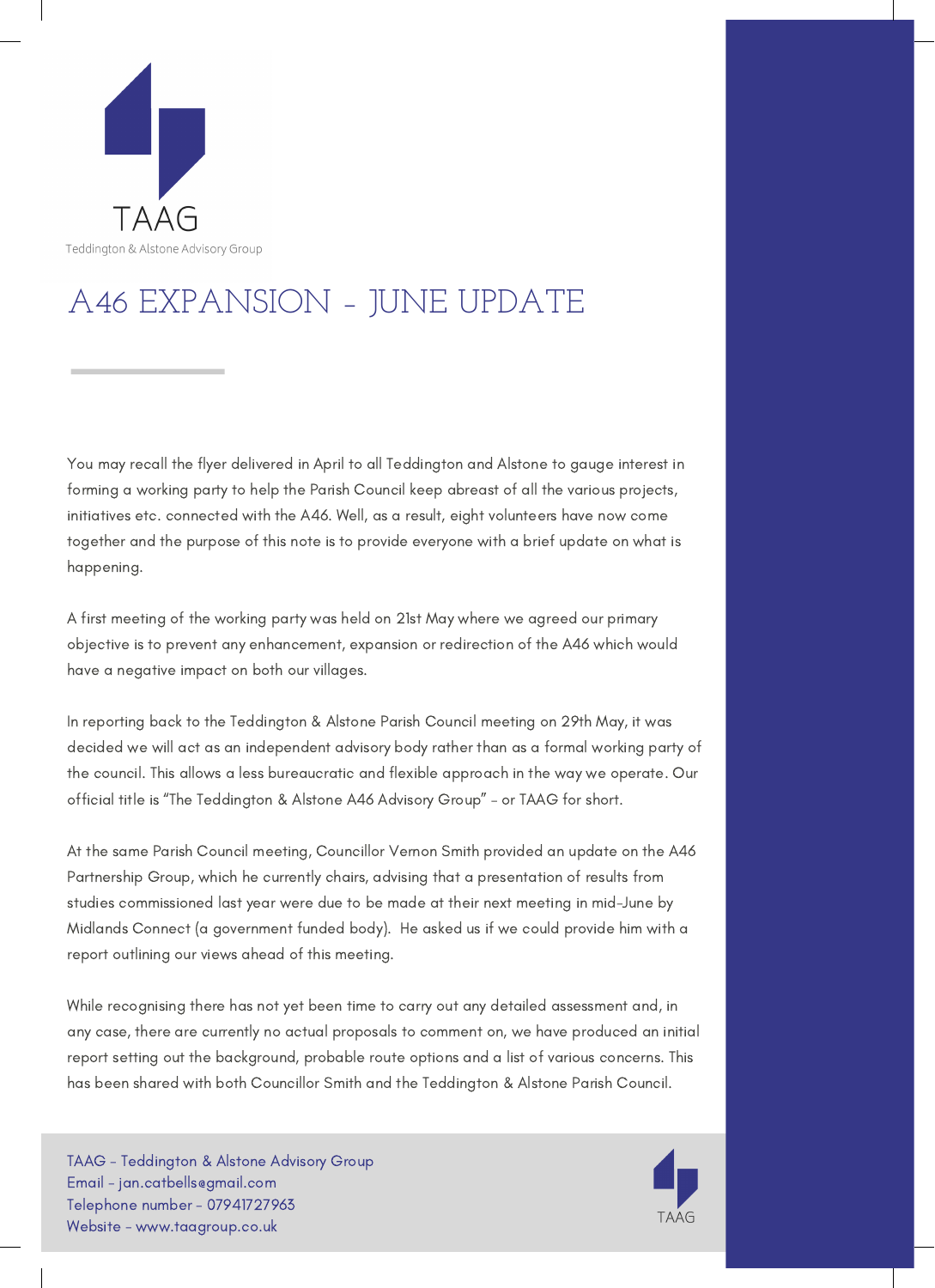TAAG

Teddington & Alstone Advisory Group

# A46 EXPANSION - JUNE UPDATE

You may recall the flyer delivered in April to all Teddington and Alstone to gauge interest in forming a working party to help the Parish Council keep abreast of all the various projects, initiatives etc. connected with the A46. Well, as a result, eight volunteers have now come together and the purpose of this note is to provide everyone with a brief update on what is happening.

A first meeting of the working party was held on 21st May where we agreed our primary objective is to prevent any enhancement, expansion or redirection of the A46 which would have a negative impact on both our villages.

In reporting back to the Teddington & Alstone Parish Council meeting on 29th May, it was decided we will act as an independent advisory body rather than as a formal working party of the council. This allows a less bureaucratic and flexible approach in the way we operate. Our official title is "The Teddington & Alstone A46 Advisory Group" - or TAAG for short.

At the same Parish Council meeting, Councillor Vernon Smith provided an update on the A46 Partnership Group, which he currently chairs, advising that a presentation of results from studies commissioned last year were due to be made at their next meeting in mid-June by Midlands Connect (a government funded body). He asked us if we could provide him with a report outlining our views ahead of this meeting.

While recognising there has not yet been time to carry out any detailed assessment and, in any case, there are currently no actual proposals to comment on, we have produced an initial report setting out the background, probable route options and a list of various concerns. This has been shared with both Councillor Smith and the Teddington & Alstone Parish Council.

TAAG - Teddington & Alstone Advisory Group
Email - jan.catbells@gmail.com
Telephone number - 07941727963
Website - www.taagroup.co.uk

TAAG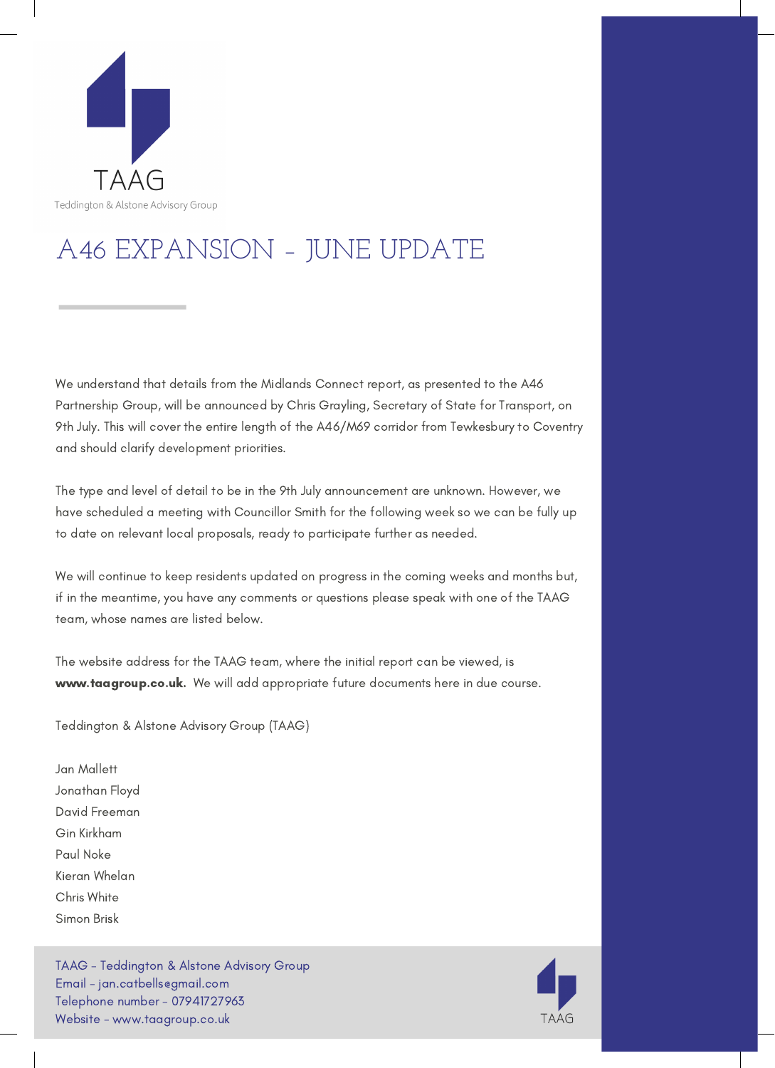TAAG

Teddington & Alstone Advisory Group

# A46 EXPANSION - JUNE UPDATE

We understand that details from the Midlands Connect report, as presented to the A46 Partnership Group, will be announced by Chris Grayling, Secretary of State for Transport, on 9th July. This will cover the entire length of the A46/M69 corridor from Tewkesbury to Coventry and should clarify development priorities.

The type and level of detail to be in the 9th July announcement are unknown. However, we have scheduled a meeting with Councillor Smith for the following week so we can be fully up to date on relevant local proposals, ready to participate further as needed.

We will continue to keep residents updated on progress in the coming weeks and months but, if in the meantime, you have any comments or questions please speak with one of the TAAG team, whose names are listed below.

The website address for the TAAG team, where the initial report can be viewed, is **www.taagroup.co.uk.** We will add appropriate future documents here in due course.

Teddington & Alstone Advisory Group (TAAG)

Jan Mallett
Jonathan Floyd
David Freeman
Gin Kirkham
Paul Noke
Kieran Whelan
Chris White
Simon Brisk

TAAG - Teddington & Alstone Advisory Group
Email - jan.catbells@gmail.com
Telephone number - 07941727963
Website - www.taagroup.co.uk

TAAG